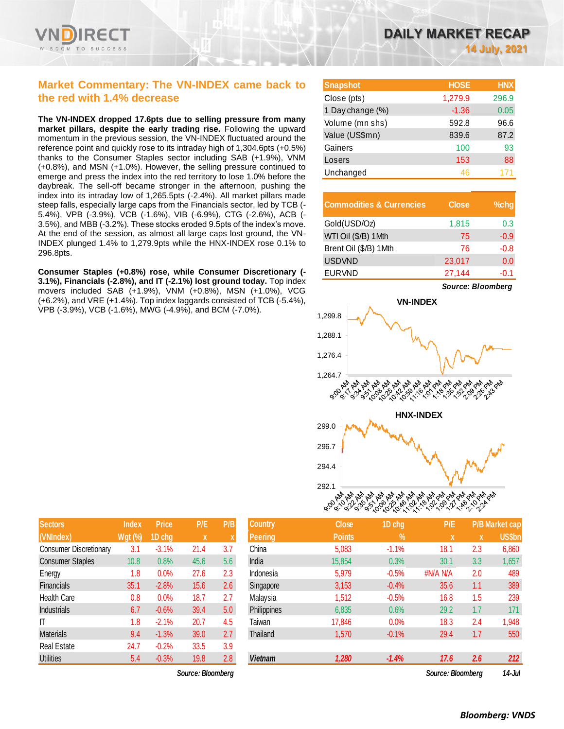# DAILY MARKET RECAP

14 July, 2021

## Market Commentary: The VN-INDEX came back to the red with 1.4% decrease

**The VN-INDEX dropped 17.6pts due to selling pressure from many market pillars, despite the early trading rise.** Following the upward momentum in the previous session, the VN-INDEX fluctuated around the reference point and quickly rose to its intraday high of 1,304.6pts (+0.5%) thanks to the Consumer Staples sector including SAB (+1.9%), VNM (+0.8%), and MSN (+1.0%). However, the selling pressure continued to emerge and press the index into the red territory to lose 1.0% before the daybreak. The sell-off became stronger in the afternoon, pushing the index into its intraday low of 1,265.5pts (-2.4%). All market pillars made steep falls, especially large caps from the Financials sector, led by TCB (-5.4%), VPB (-3.9%), VCB (-1.6%), VIB (-6.9%), CTG (-2.6%), ACB (-3.5%), and MBB (-3.2%). These stocks eroded 9.5pts of the index's move. At the end of the session, as almost all large caps lost ground, the VN-INDEX plunged 1.4% to 1,279.9pts while the HNX-INDEX rose 0.1% to 296.8pts.

**Consumer Staples (+0.8%) rose, while Consumer Discretionary (-3.1%), Financials (-2.8%), and IT (-2.1%) lost ground today.** Top index movers included SAB (+1.9%), VNM (+0.8%), MSN (+1.0%), VCG (+6.2%), and VRE (+1.4%). Top index laggards consisted of TCB (-5.4%), VPB (-3.9%), VCB (-1.6%), MWG (-4.9%), and BCM (-7.0%).

| Snapshot | HOSE | HNX |
|---|---|---|
| Close (pts) | 1,279.9 | 296.9 |
| 1 Day change (%) | -1.36 | 0.05 |
| Volume (mn shs) | 592.8 | 96.6 |
| Value (US$mn) | 839.6 | 87.2 |
| Gainers | 100 | 93 |
| Losers | 153 | 88 |
| Unchanged | 46 | 171 |

| Commodities & Currencies | Close | %chg |
|---|---|---|
| Gold(USD/Oz) | 1,815 | 0.3 |
| WTI Oil ($/B) 1Mth | 75 | -0.9 |
| Brent Oil ($/B) 1Mth | 76 | -0.8 |
| USDVND | 23,017 | 0.0 |
| EURVND | 27,144 | -0.1 |

*Source: Bloomberg*

| Sectors (VNIndex) | Index Wgt (%) | Price 1D chg | P/E x | P/B x |
|---|---|---|---|---|
| Consumer Discretionary | 3.1 | -3.1% | 21.4 | 3.7 |
| Consumer Staples | 10.8 | 0.8% | 45.6 | 5.6 |
| Energy | 1.8 | 0.0% | 27.6 | 2.3 |
| Financials | 35.1 | -2.8% | 15.6 | 2.6 |
| Health Care | 0.8 | 0.0% | 18.7 | 2.7 |
| Industrials | 6.7 | -0.6% | 39.4 | 5.0 |
| IT | 1.8 | -2.1% | 20.7 | 4.5 |
| Materials | 9.4 | -1.3% | 39.0 | 2.7 |
| Real Estate | 24.7 | -0.2% | 33.5 | 3.9 |
| Utilities | 5.4 | -0.3% | 19.8 | 2.8 |

*Source: Bloomberg*

| Country Peering | Close Points | 1D chg % | P/E x | P/B x | Market cap US$bn |
|---|---|---|---|---|---|
| China | 5,083 | -1.1% | 18.1 | 2.3 | 6,860 |
| India | 15,854 | 0.3% | 30.1 | 3.3 | 1,657 |
| Indonesia | 5,979 | -0.5% | #N/A N/A | 2.0 | 489 |
| Singapore | 3,153 | -0.4% | 35.6 | 1.1 | 389 |
| Malaysia | 1,512 | -0.5% | 16.8 | 1.5 | 239 |
| Philippines | 6,835 | 0.6% | 29.2 | 1.7 | 171 |
| Taiwan | 17,846 | 0.0% | 18.3 | 2.4 | 1,948 |
| Thailand | 1,570 | -0.1% | 29.4 | 1.7 | 550 |
| ***Vietnam*** | ***1,280*** | ***-1.4%*** | ***17.6*** | ***2.6*** | ***212*** |

*Source: Bloomberg* ***14-Jul***

***Bloomberg: VNDS***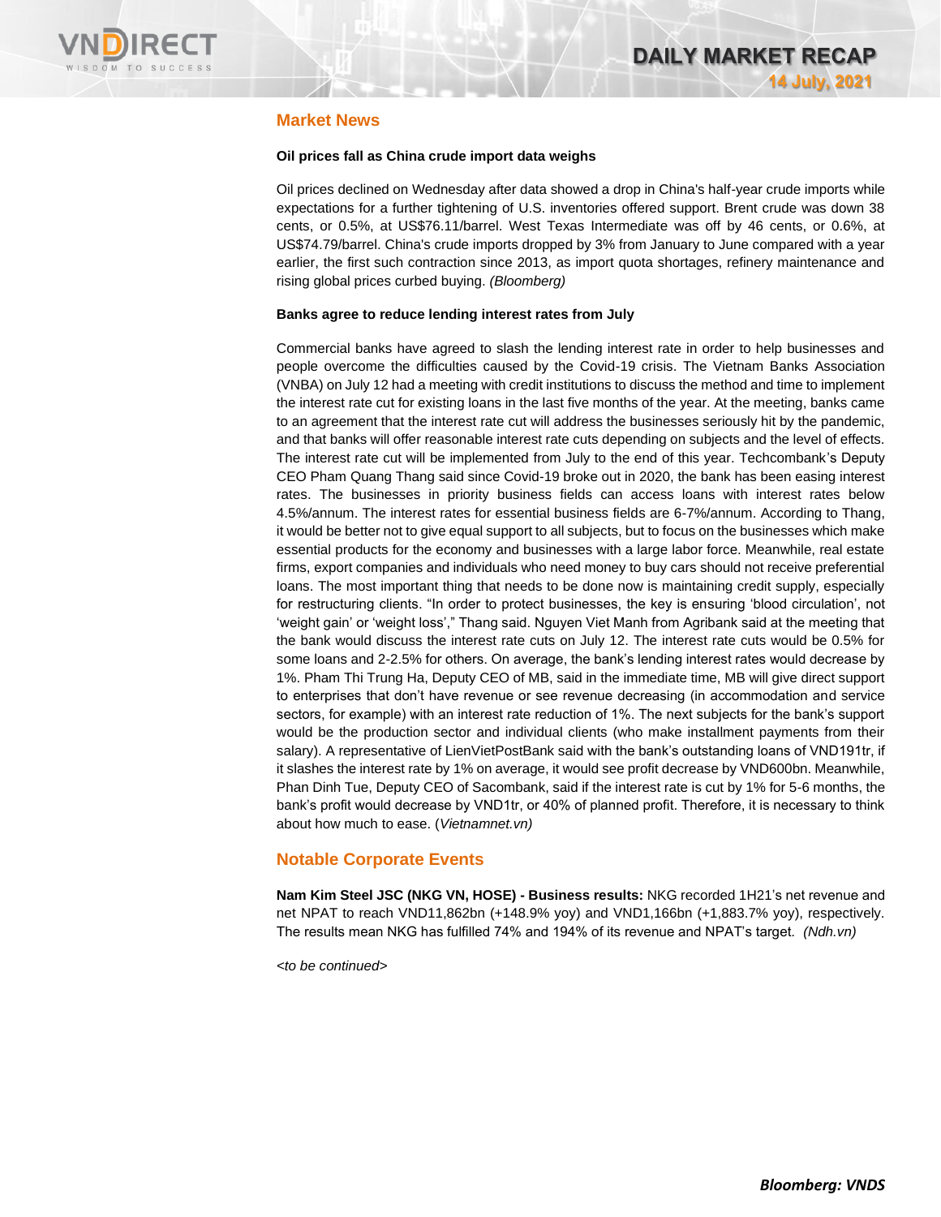## Market News

**Oil prices fall as China crude import data weighs**

Oil prices declined on Wednesday after data showed a drop in China's half-year crude imports while expectations for a further tightening of U.S. inventories offered support. Brent crude was down 38 cents, or 0.5%, at US$76.11/barrel. West Texas Intermediate was off by 46 cents, or 0.6%, at US$74.79/barrel. China's crude imports dropped by 3% from January to June compared with a year earlier, the first such contraction since 2013, as import quota shortages, refinery maintenance and rising global prices curbed buying. *(Bloomberg)*

**Banks agree to reduce lending interest rates from July**

Commercial banks have agreed to slash the lending interest rate in order to help businesses and people overcome the difficulties caused by the Covid-19 crisis. The Vietnam Banks Association (VNBA) on July 12 had a meeting with credit institutions to discuss the method and time to implement the interest rate cut for existing loans in the last five months of the year. At the meeting, banks came to an agreement that the interest rate cut will address the businesses seriously hit by the pandemic, and that banks will offer reasonable interest rate cuts depending on subjects and the level of effects. The interest rate cut will be implemented from July to the end of this year. Techcombank's Deputy CEO Pham Quang Thang said since Covid-19 broke out in 2020, the bank has been easing interest rates. The businesses in priority business fields can access loans with interest rates below 4.5%/annum. The interest rates for essential business fields are 6-7%/annum. According to Thang, it would be better not to give equal support to all subjects, but to focus on the businesses which make essential products for the economy and businesses with a large labor force. Meanwhile, real estate firms, export companies and individuals who need money to buy cars should not receive preferential loans. The most important thing that needs to be done now is maintaining credit supply, especially for restructuring clients. "In order to protect businesses, the key is ensuring 'blood circulation', not 'weight gain' or 'weight loss'," Thang said. Nguyen Viet Manh from Agribank said at the meeting that the bank would discuss the interest rate cuts on July 12. The interest rate cuts would be 0.5% for some loans and 2-2.5% for others. On average, the bank's lending interest rates would decrease by 1%. Pham Thi Trung Ha, Deputy CEO of MB, said in the immediate time, MB will give direct support to enterprises that don't have revenue or see revenue decreasing (in accommodation and service sectors, for example) with an interest rate reduction of 1%. The next subjects for the bank's support would be the production sector and individual clients (who make installment payments from their salary). A representative of LienVietPostBank said with the bank's outstanding loans of VND191tr, if it slashes the interest rate by 1% on average, it would see profit decrease by VND600bn. Meanwhile, Phan Dinh Tue, Deputy CEO of Sacombank, said if the interest rate is cut by 1% for 5-6 months, the bank's profit would decrease by VND1tr, or 40% of planned profit. Therefore, it is necessary to think about how much to ease. (*Vietnamnet.vn)*

## Notable Corporate Events

**Nam Kim Steel JSC (NKG VN, HOSE) - Business results:** NKG recorded 1H21's net revenue and net NPAT to reach VND11,862bn (+148.9% yoy) and VND1,166bn (+1,883.7% yoy), respectively. The results mean NKG has fulfilled 74% and 194% of its revenue and NPAT's target. *(Ndh.vn)*

*<to be continued>*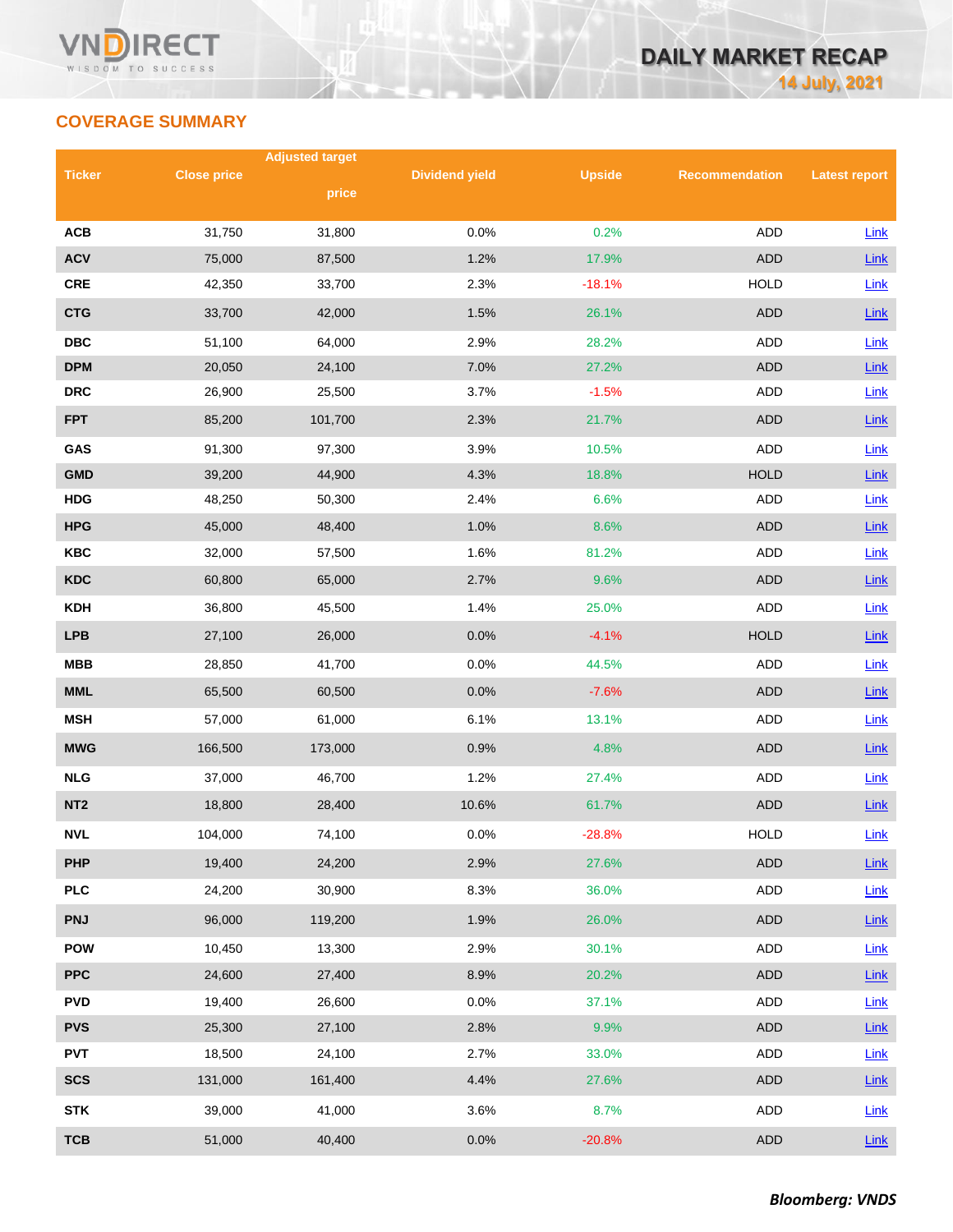## COVERAGE SUMMARY

| Ticker | Close price | Adjusted target price | Dividend yield | Upside | Recommendation | Latest report |
|---|---|---|---|---|---|---|
| ACB | 31,750 | 31,800 | 0.0% | 0.2% | ADD | Link |
| ACV | 75,000 | 87,500 | 1.2% | 17.9% | ADD | Link |
| CRE | 42,350 | 33,700 | 2.3% | -18.1% | HOLD | Link |
| CTG | 33,700 | 42,000 | 1.5% | 26.1% | ADD | Link |
| DBC | 51,100 | 64,000 | 2.9% | 28.2% | ADD | Link |
| DPM | 20,050 | 24,100 | 7.0% | 27.2% | ADD | Link |
| DRC | 26,900 | 25,500 | 3.7% | -1.5% | ADD | Link |
| FPT | 85,200 | 101,700 | 2.3% | 21.7% | ADD | Link |
| GAS | 91,300 | 97,300 | 3.9% | 10.5% | ADD | Link |
| GMD | 39,200 | 44,900 | 4.3% | 18.8% | HOLD | Link |
| HDG | 48,250 | 50,300 | 2.4% | 6.6% | ADD | Link |
| HPG | 45,000 | 48,400 | 1.0% | 8.6% | ADD | Link |
| KBC | 32,000 | 57,500 | 1.6% | 81.2% | ADD | Link |
| KDC | 60,800 | 65,000 | 2.7% | 9.6% | ADD | Link |
| KDH | 36,800 | 45,500 | 1.4% | 25.0% | ADD | Link |
| LPB | 27,100 | 26,000 | 0.0% | -4.1% | HOLD | Link |
| MBB | 28,850 | 41,700 | 0.0% | 44.5% | ADD | Link |
| MML | 65,500 | 60,500 | 0.0% | -7.6% | ADD | Link |
| MSH | 57,000 | 61,000 | 6.1% | 13.1% | ADD | Link |
| MWG | 166,500 | 173,000 | 0.9% | 4.8% | ADD | Link |
| NLG | 37,000 | 46,700 | 1.2% | 27.4% | ADD | Link |
| NT2 | 18,800 | 28,400 | 10.6% | 61.7% | ADD | Link |
| NVL | 104,000 | 74,100 | 0.0% | -28.8% | HOLD | Link |
| PHP | 19,400 | 24,200 | 2.9% | 27.6% | ADD | Link |
| PLC | 24,200 | 30,900 | 8.3% | 36.0% | ADD | Link |
| PNJ | 96,000 | 119,200 | 1.9% | 26.0% | ADD | Link |
| POW | 10,450 | 13,300 | 2.9% | 30.1% | ADD | Link |
| PPC | 24,600 | 27,400 | 8.9% | 20.2% | ADD | Link |
| PVD | 19,400 | 26,600 | 0.0% | 37.1% | ADD | Link |
| PVS | 25,300 | 27,100 | 2.8% | 9.9% | ADD | Link |
| PVT | 18,500 | 24,100 | 2.7% | 33.0% | ADD | Link |
| SCS | 131,000 | 161,400 | 4.4% | 27.6% | ADD | Link |
| STK | 39,000 | 41,000 | 3.6% | 8.7% | ADD | Link |
| TCB | 51,000 | 40,400 | 0.0% | -20.8% | ADD | Link |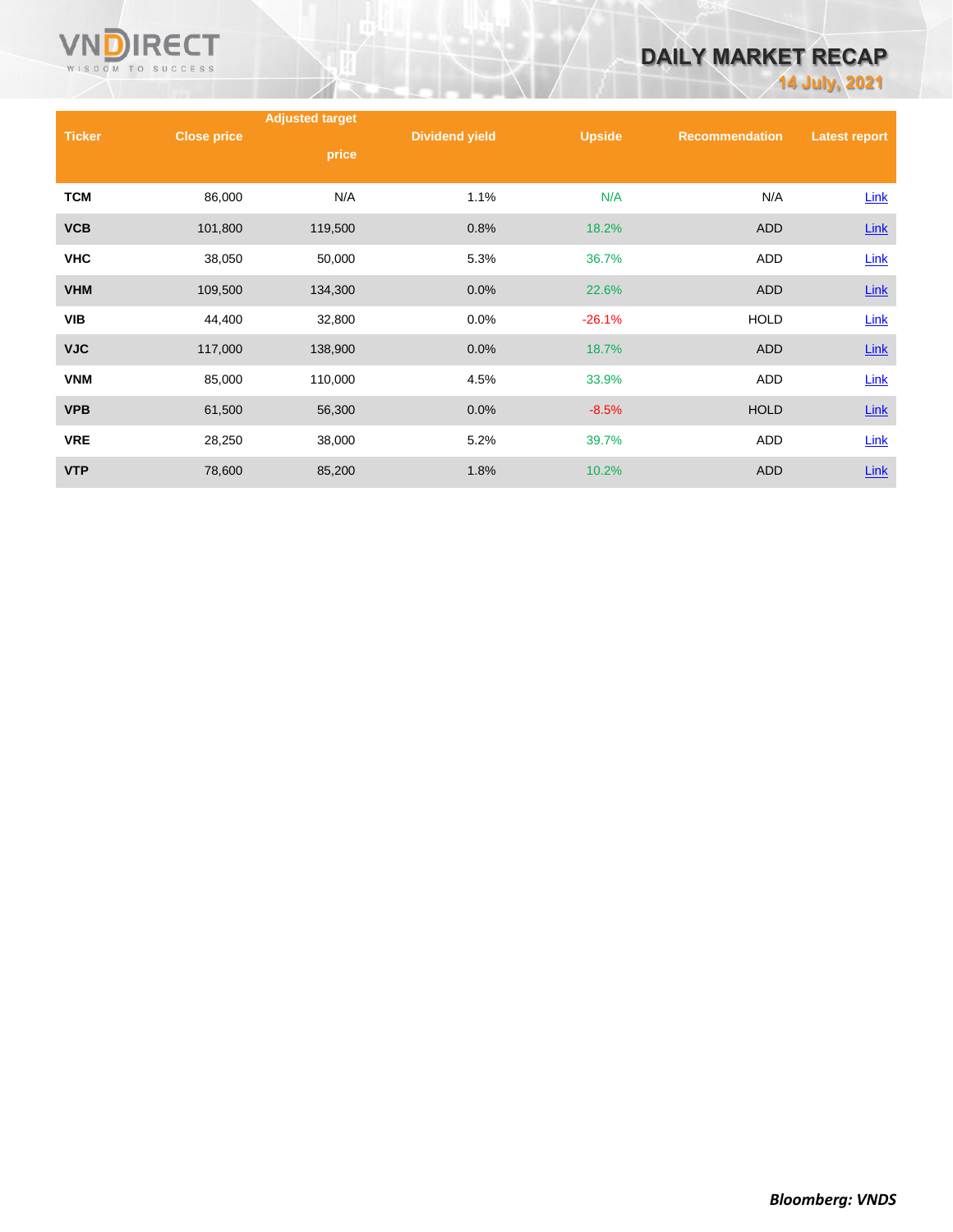| Ticker | Close price | Adjusted target price | Dividend yield | Upside | Recommendation | Latest report |
|---|---|---|---|---|---|---|
| TCM | 86,000 | N/A | 1.1% | N/A | N/A | Link |
| VCB | 101,800 | 119,500 | 0.8% | 18.2% | ADD | Link |
| VHC | 38,050 | 50,000 | 5.3% | 36.7% | ADD | Link |
| VHM | 109,500 | 134,300 | 0.0% | 22.6% | ADD | Link |
| VIB | 44,400 | 32,800 | 0.0% | -26.1% | HOLD | Link |
| VJC | 117,000 | 138,900 | 0.0% | 18.7% | ADD | Link |
| VNM | 85,000 | 110,000 | 4.5% | 33.9% | ADD | Link |
| VPB | 61,500 | 56,300 | 0.0% | -8.5% | HOLD | Link |
| VRE | 28,250 | 38,000 | 5.2% | 39.7% | ADD | Link |
| VTP | 78,600 | 85,200 | 1.8% | 10.2% | ADD | Link |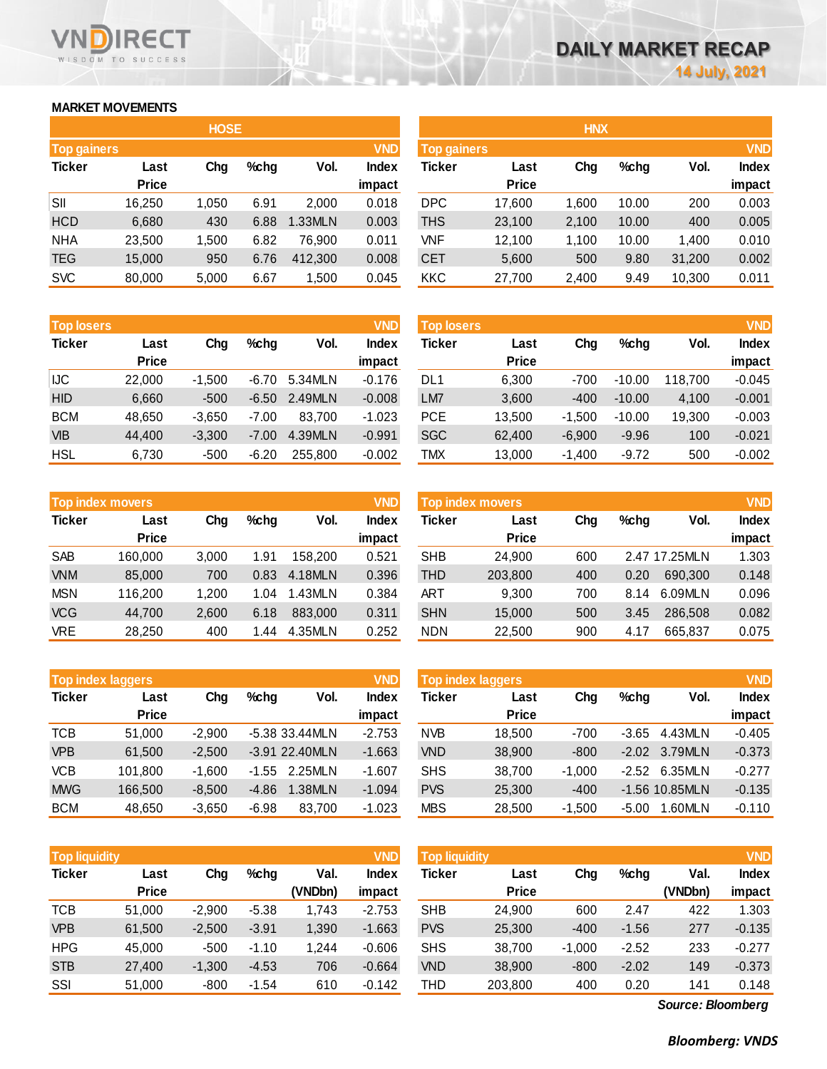# DAILY MARKET RECAP

**14 July, 2021**

## MARKET MOVEMENTS

### HOSE

**Top gainers** (VND)

| Ticker | Last Price | Chg | %chg | Vol. | Index impact |
|---|---|---|---|---|---|
| SII | 16,250 | 1,050 | 6.91 | 2,000 | 0.018 |
| HCD | 6,680 | 430 | 6.88 | 1.33MLN | 0.003 |
| NHA | 23,500 | 1,500 | 6.82 | 76,900 | 0.011 |
| TEG | 15,000 | 950 | 6.76 | 412,300 | 0.008 |
| SVC | 80,000 | 5,000 | 6.67 | 1,500 | 0.045 |

**Top losers** (VND)

| Ticker | Last Price | Chg | %chg | Vol. | Index impact |
|---|---|---|---|---|---|
| IJC | 22,000 | -1,500 | -6.70 | 5.34MLN | -0.176 |
| HID | 6,660 | -500 | -6.50 | 2.49MLN | -0.008 |
| BCM | 48,650 | -3,650 | -7.00 | 83,700 | -1.023 |
| VIB | 44,400 | -3,300 | -7.00 | 4.39MLN | -0.991 |
| HSL | 6,730 | -500 | -6.20 | 255,800 | -0.002 |

**Top index movers** (VND)

| Ticker | Last Price | Chg | %chg | Vol. | Index impact |
|---|---|---|---|---|---|
| SAB | 160,000 | 3,000 | 1.91 | 158,200 | 0.521 |
| VNM | 85,000 | 700 | 0.83 | 4.18MLN | 0.396 |
| MSN | 116,200 | 1,200 | 1.04 | 1.43MLN | 0.384 |
| VCG | 44,700 | 2,600 | 6.18 | 883,000 | 0.311 |
| VRE | 28,250 | 400 | 1.44 | 4.35MLN | 0.252 |

**Top index laggers** (VND)

| Ticker | Last Price | Chg | %chg | Vol. | Index impact |
|---|---|---|---|---|---|
| TCB | 51,000 | -2,900 | -5.38 | 33.44MLN | -2.753 |
| VPB | 61,500 | -2,500 | -3.91 | 22.40MLN | -1.663 |
| VCB | 101,800 | -1,600 | -1.55 | 2.25MLN | -1.607 |
| MWG | 166,500 | -8,500 | -4.86 | 1.38MLN | -1.094 |
| BCM | 48,650 | -3,650 | -6.98 | 83,700 | -1.023 |

**Top liquidity** (VND)

| Ticker | Last Price | Chg | %chg | Val. (VNDbn) | Index impact |
|---|---|---|---|---|---|
| TCB | 51,000 | -2,900 | -5.38 | 1,743 | -2.753 |
| VPB | 61,500 | -2,500 | -3.91 | 1,390 | -1.663 |
| HPG | 45,000 | -500 | -1.10 | 1,244 | -0.606 |
| STB | 27,400 | -1,300 | -4.53 | 706 | -0.664 |
| SSI | 51,000 | -800 | -1.54 | 610 | -0.142 |

### HNX

**Top gainers** (VND)

| Ticker | Last Price | Chg | %chg | Vol. | Index impact |
|---|---|---|---|---|---|
| DPC | 17,600 | 1,600 | 10.00 | 200 | 0.003 |
| THS | 23,100 | 2,100 | 10.00 | 400 | 0.005 |
| VNF | 12,100 | 1,100 | 10.00 | 1,400 | 0.010 |
| CET | 5,600 | 500 | 9.80 | 31,200 | 0.002 |
| KKC | 27,700 | 2,400 | 9.49 | 10,300 | 0.011 |

**Top losers** (VND)

| Ticker | Last Price | Chg | %chg | Vol. | Index impact |
|---|---|---|---|---|---|
| DL1 | 6,300 | -700 | -10.00 | 118,700 | -0.045 |
| LM7 | 3,600 | -400 | -10.00 | 4,100 | -0.001 |
| PCE | 13,500 | -1,500 | -10.00 | 19,300 | -0.003 |
| SGC | 62,400 | -6,900 | -9.96 | 100 | -0.021 |
| TMX | 13,000 | -1,400 | -9.72 | 500 | -0.002 |

**Top index movers** (VND)

| Ticker | Last Price | Chg | %chg | Vol. | Index impact |
|---|---|---|---|---|---|
| SHB | 24,900 | 600 | 2.47 | 17.25MLN | 1.303 |
| THD | 203,800 | 400 | 0.20 | 690,300 | 0.148 |
| ART | 9,300 | 700 | 8.14 | 6.09MLN | 0.096 |
| SHN | 15,000 | 500 | 3.45 | 286,508 | 0.082 |
| NDN | 22,500 | 900 | 4.17 | 665,837 | 0.075 |

**Top index laggers** (VND)

| Ticker | Last Price | Chg | %chg | Vol. | Index impact |
|---|---|---|---|---|---|
| NVB | 18,500 | -700 | -3.65 | 4.43MLN | -0.405 |
| VND | 38,900 | -800 | -2.02 | 3.79MLN | -0.373 |
| SHS | 38,700 | -1,000 | -2.52 | 6.35MLN | -0.277 |
| PVS | 25,300 | -400 | -1.56 | 10.85MLN | -0.135 |
| MBS | 28,500 | -1,500 | -5.00 | 1.60MLN | -0.110 |

**Top liquidity** (VND)

| Ticker | Last Price | Chg | %chg | Val. (VNDbn) | Index impact |
|---|---|---|---|---|---|
| SHB | 24,900 | 600 | 2.47 | 422 | 1.303 |
| PVS | 25,300 | -400 | -1.56 | 277 | -0.135 |
| SHS | 38,700 | -1,000 | -2.52 | 233 | -0.277 |
| VND | 38,900 | -800 | -2.02 | 149 | -0.373 |
| THD | 203,800 | 400 | 0.20 | 141 | 0.148 |

*Source: Bloomberg*

***Bloomberg: VNDS***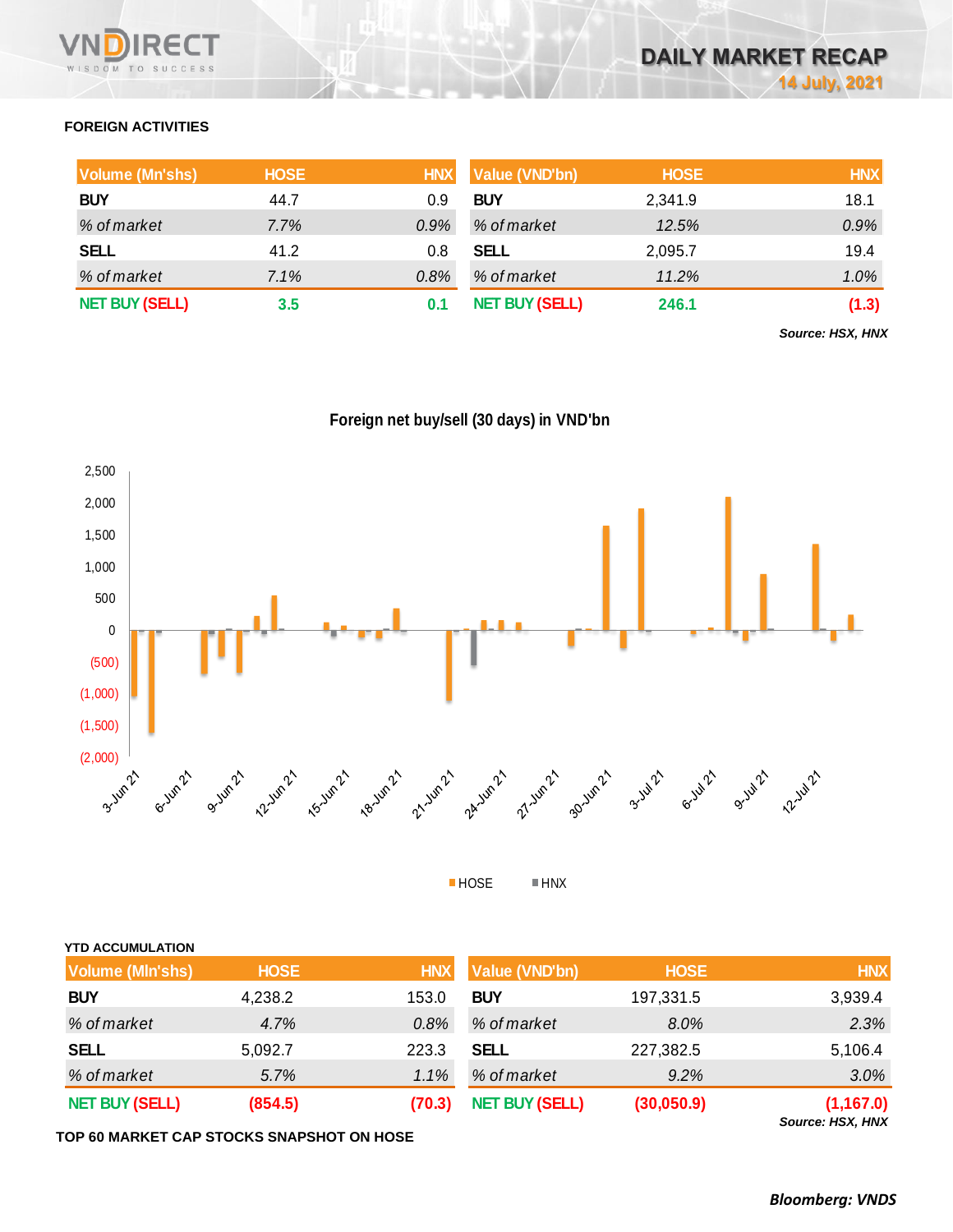## FOREIGN ACTIVITIES

| Volume (Mn'shs) | HOSE | HNX |
|---|---|---|
| BUY | 44.7 | 0.9 |
| *% of market* | *7.7%* | *0.9%* |
| SELL | 41.2 | 0.8 |
| *% of market* | *7.1%* | *0.8%* |
| NET BUY (SELL) | 3.5 | 0.1 |

| Value (VND'bn) | HOSE | HNX |
|---|---|---|
| BUY | 2,341.9 | 18.1 |
| *% of market* | *12.5%* | *0.9%* |
| SELL | 2,095.7 | 19.4 |
| *% of market* | *11.2%* | *1.0%* |
| NET BUY (SELL) | 246.1 | (1.3) |

*Source: HSX, HNX*

**Foreign net buy/sell (30 days) in VND'bn**

## YTD ACCUMULATION

| Volume (Mln'shs) | HOSE | HNX |
|---|---|---|
| BUY | 4,238.2 | 153.0 |
| *% of market* | *4.7%* | *0.8%* |
| SELL | 5,092.7 | 223.3 |
| *% of market* | *5.7%* | *1.1%* |
| NET BUY (SELL) | (854.5) | (70.3) |

| Value (VND'bn) | HOSE | HNX |
|---|---|---|
| BUY | 197,331.5 | 3,939.4 |
| *% of market* | *8.0%* | *2.3%* |
| SELL | 227,382.5 | 5,106.4 |
| *% of market* | *9.2%* | *3.0%* |
| NET BUY (SELL) | (30,050.9) | (1,167.0) |

*Source: HSX, HNX*

## TOP 60 MARKET CAP STOCKS SNAPSHOT ON HOSE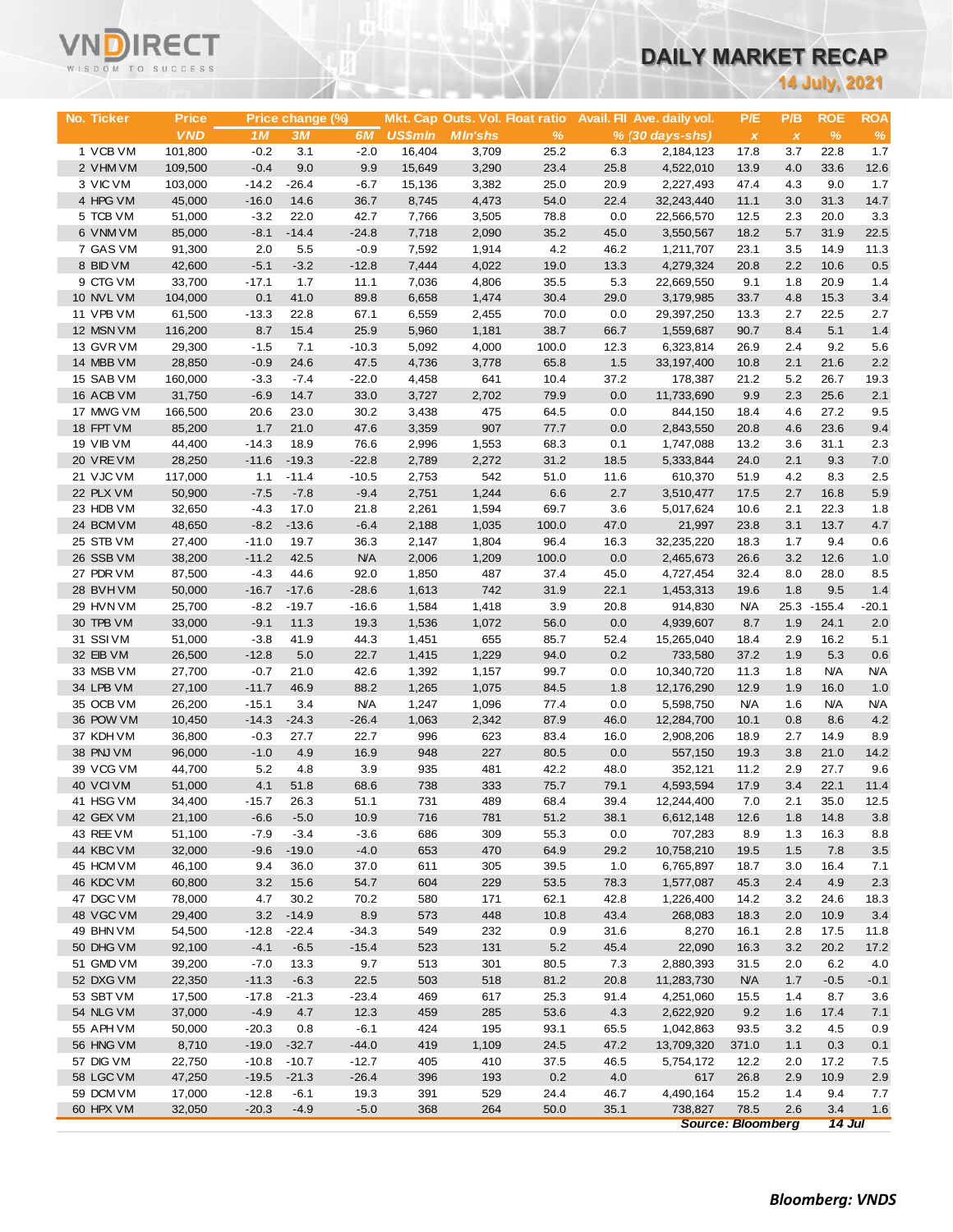# DAILY MARKET RECAP

**14 July, 2021**

| No. | Ticker | Price | Price change (%) | | | Mkt. Cap | Outs. Vol. | Float ratio | Avail. FII | Ave. daily vol. | P/E | P/B | ROE | ROA |
|---|---|---|---|---|---|---|---|---|---|---|---|---|---|---|
| | | VND | 1M | 3M | 6M | US$mln | Mln'shs | % | % | (30 days-shs) | x | x | % | % |
| 1 | VCB VM | 101,800 | -0.2 | 3.1 | -2.0 | 16,404 | 3,709 | 25.2 | 6.3 | 2,184,123 | 17.8 | 3.7 | 22.8 | 1.7 |
| 2 | VHM VM | 109,500 | -0.4 | 9.0 | 9.9 | 15,649 | 3,290 | 23.4 | 25.8 | 4,522,010 | 13.9 | 4.0 | 33.6 | 12.6 |
| 3 | VIC VM | 103,000 | -14.2 | -26.4 | -6.7 | 15,136 | 3,382 | 25.0 | 20.9 | 2,227,493 | 47.4 | 4.3 | 9.0 | 1.7 |
| 4 | HPG VM | 45,000 | -16.0 | 14.6 | 36.7 | 8,745 | 4,473 | 54.0 | 22.4 | 32,243,440 | 11.1 | 3.0 | 31.3 | 14.7 |
| 5 | TCB VM | 51,000 | -3.2 | 22.0 | 42.7 | 7,766 | 3,505 | 78.8 | 0.0 | 22,566,570 | 12.5 | 2.3 | 20.0 | 3.3 |
| 6 | VNM VM | 85,000 | -8.1 | -14.4 | -24.8 | 7,718 | 2,090 | 35.2 | 45.0 | 3,550,567 | 18.2 | 5.7 | 31.9 | 22.5 |
| 7 | GAS VM | 91,300 | 2.0 | 5.5 | -0.9 | 7,592 | 1,914 | 4.2 | 46.2 | 1,211,707 | 23.1 | 3.5 | 14.9 | 11.3 |
| 8 | BID VM | 42,600 | -5.1 | -3.2 | -12.8 | 7,444 | 4,022 | 19.0 | 13.3 | 4,279,324 | 20.8 | 2.2 | 10.6 | 0.5 |
| 9 | CTG VM | 33,700 | -17.1 | 1.7 | 11.1 | 7,036 | 4,806 | 35.5 | 5.3 | 22,669,550 | 9.1 | 1.8 | 20.9 | 1.4 |
| 10 | NVL VM | 104,000 | 0.1 | 41.0 | 89.8 | 6,658 | 1,474 | 30.4 | 29.0 | 3,179,985 | 33.7 | 4.8 | 15.3 | 3.4 |
| 11 | VPB VM | 61,500 | -13.3 | 22.8 | 67.1 | 6,559 | 2,455 | 70.0 | 0.0 | 29,397,250 | 13.3 | 2.7 | 22.5 | 2.7 |
| 12 | MSN VM | 116,200 | 8.7 | 15.4 | 25.9 | 5,960 | 1,181 | 38.7 | 66.7 | 1,559,687 | 90.7 | 8.4 | 5.1 | 1.4 |
| 13 | GVR VM | 29,300 | -1.5 | 7.1 | -10.3 | 5,092 | 4,000 | 100.0 | 12.3 | 6,323,814 | 26.9 | 2.4 | 9.2 | 5.6 |
| 14 | MBB VM | 28,850 | -0.9 | 24.6 | 47.5 | 4,736 | 3,778 | 65.8 | 1.5 | 33,197,400 | 10.8 | 2.1 | 21.6 | 2.2 |
| 15 | SAB VM | 160,000 | -3.3 | -7.4 | -22.0 | 4,458 | 641 | 10.4 | 37.2 | 178,387 | 21.2 | 5.2 | 26.7 | 19.3 |
| 16 | ACB VM | 31,750 | -6.9 | 14.7 | 33.0 | 3,727 | 2,702 | 79.9 | 0.0 | 11,733,690 | 9.9 | 2.3 | 25.6 | 2.1 |
| 17 | MWG VM | 166,500 | 20.6 | 23.0 | 30.2 | 3,438 | 475 | 64.5 | 0.0 | 844,150 | 18.4 | 4.6 | 27.2 | 9.5 |
| 18 | FPT VM | 85,200 | 1.7 | 21.0 | 47.6 | 3,359 | 907 | 77.7 | 0.0 | 2,843,550 | 20.8 | 4.6 | 23.6 | 9.4 |
| 19 | VIB VM | 44,400 | -14.3 | 18.9 | 76.6 | 2,996 | 1,553 | 68.3 | 0.1 | 1,747,088 | 13.2 | 3.6 | 31.1 | 2.3 |
| 20 | VRE VM | 28,250 | -11.6 | -19.3 | -22.8 | 2,789 | 2,272 | 31.2 | 18.5 | 5,333,844 | 24.0 | 2.1 | 9.3 | 7.0 |
| 21 | VJC VM | 117,000 | 1.1 | -11.4 | -10.5 | 2,753 | 542 | 51.0 | 11.6 | 610,370 | 51.9 | 4.2 | 8.3 | 2.5 |
| 22 | PLX VM | 50,900 | -7.5 | -7.8 | -9.4 | 2,751 | 1,244 | 6.6 | 2.7 | 3,510,477 | 17.5 | 2.7 | 16.8 | 5.9 |
| 23 | HDB VM | 32,650 | -4.3 | 17.0 | 21.8 | 2,261 | 1,594 | 69.7 | 3.6 | 5,017,624 | 10.6 | 2.1 | 22.3 | 1.8 |
| 24 | BCM VM | 48,650 | -8.2 | -13.6 | -6.4 | 2,188 | 1,035 | 100.0 | 47.0 | 21,997 | 23.8 | 3.1 | 13.7 | 4.7 |
| 25 | STB VM | 27,400 | -11.0 | 19.7 | 36.3 | 2,147 | 1,804 | 96.4 | 16.3 | 32,235,220 | 18.3 | 1.7 | 9.4 | 0.6 |
| 26 | SSB VM | 38,200 | -11.2 | 42.5 | N/A | 2,006 | 1,209 | 100.0 | 0.0 | 2,465,673 | 26.6 | 3.2 | 12.6 | 1.0 |
| 27 | PDR VM | 87,500 | -4.3 | 44.6 | 92.0 | 1,850 | 487 | 37.4 | 45.0 | 4,727,454 | 32.4 | 8.0 | 28.0 | 8.5 |
| 28 | BVH VM | 50,000 | -16.7 | -17.6 | -28.6 | 1,613 | 742 | 31.9 | 22.1 | 1,453,313 | 19.6 | 1.8 | 9.5 | 1.4 |
| 29 | HVN VM | 25,700 | -8.2 | -19.7 | -16.6 | 1,584 | 1,418 | 3.9 | 20.8 | 914,830 | N/A | 25.3 | -155.4 | -20.1 |
| 30 | TPB VM | 33,000 | -9.1 | 11.3 | 19.3 | 1,536 | 1,072 | 56.0 | 0.0 | 4,939,607 | 8.7 | 1.9 | 24.1 | 2.0 |
| 31 | SSI VM | 51,000 | -3.8 | 41.9 | 44.3 | 1,451 | 655 | 85.7 | 52.4 | 15,265,040 | 18.4 | 2.9 | 16.2 | 5.1 |
| 32 | EIB VM | 26,500 | -12.8 | 5.0 | 22.7 | 1,415 | 1,229 | 94.0 | 0.2 | 733,580 | 37.2 | 1.9 | 5.3 | 0.6 |
| 33 | MSB VM | 27,700 | -0.7 | 21.0 | 42.6 | 1,392 | 1,157 | 99.7 | 0.0 | 10,340,720 | 11.3 | 1.8 | N/A | N/A |
| 34 | LPB VM | 27,100 | -11.7 | 46.9 | 88.2 | 1,265 | 1,075 | 84.5 | 1.8 | 12,176,290 | 12.9 | 1.9 | 16.0 | 1.0 |
| 35 | OCB VM | 26,200 | -15.1 | 3.4 | N/A | 1,247 | 1,096 | 77.4 | 0.0 | 5,598,750 | N/A | 1.6 | N/A | N/A |
| 36 | POW VM | 10,450 | -14.3 | -24.3 | -26.4 | 1,063 | 2,342 | 87.9 | 46.0 | 12,284,700 | 10.1 | 0.8 | 8.6 | 4.2 |
| 37 | KDH VM | 36,800 | -0.3 | 27.7 | 22.7 | 996 | 623 | 83.4 | 16.0 | 2,908,206 | 18.9 | 2.7 | 14.9 | 8.9 |
| 38 | PNJ VM | 96,000 | -1.0 | 4.9 | 16.9 | 948 | 227 | 80.5 | 0.0 | 557,150 | 19.3 | 3.8 | 21.0 | 14.2 |
| 39 | VCG VM | 44,700 | 5.2 | 4.8 | 3.9 | 935 | 481 | 42.2 | 48.0 | 352,121 | 11.2 | 2.9 | 27.7 | 9.6 |
| 40 | VCI VM | 51,000 | 4.1 | 51.8 | 68.6 | 738 | 333 | 75.7 | 79.1 | 4,593,594 | 17.9 | 3.4 | 22.1 | 11.4 |
| 41 | HSG VM | 34,400 | -15.7 | 26.3 | 51.1 | 731 | 489 | 68.4 | 39.4 | 12,244,400 | 7.0 | 2.1 | 35.0 | 12.5 |
| 42 | GEX VM | 21,100 | -6.6 | -5.0 | 10.9 | 716 | 781 | 51.2 | 38.1 | 6,612,148 | 12.6 | 1.8 | 14.8 | 3.8 |
| 43 | REE VM | 51,100 | -7.9 | -3.4 | -3.6 | 686 | 309 | 55.3 | 0.0 | 707,283 | 8.9 | 1.3 | 16.3 | 8.8 |
| 44 | KBC VM | 32,000 | -9.6 | -19.0 | -4.0 | 653 | 470 | 64.9 | 29.2 | 10,758,210 | 19.5 | 1.5 | 7.8 | 3.5 |
| 45 | HCM VM | 46,100 | 9.4 | 36.0 | 37.0 | 611 | 305 | 39.5 | 1.0 | 6,765,897 | 18.7 | 3.0 | 16.4 | 7.1 |
| 46 | KDC VM | 60,800 | 3.2 | 15.6 | 54.7 | 604 | 229 | 53.5 | 78.3 | 1,577,087 | 45.3 | 2.4 | 4.9 | 2.3 |
| 47 | DGC VM | 78,000 | 4.7 | 30.2 | 70.2 | 580 | 171 | 62.1 | 42.8 | 1,226,400 | 14.2 | 3.2 | 24.6 | 18.3 |
| 48 | VGC VM | 29,400 | 3.2 | -14.9 | 8.9 | 573 | 448 | 10.8 | 43.4 | 268,083 | 18.3 | 2.0 | 10.9 | 3.4 |
| 49 | BHN VM | 54,500 | -12.8 | -22.4 | -34.3 | 549 | 232 | 0.9 | 31.6 | 8,270 | 16.1 | 2.8 | 17.5 | 11.8 |
| 50 | DHG VM | 92,100 | -4.1 | -6.5 | -15.4 | 523 | 131 | 5.2 | 45.4 | 22,090 | 16.3 | 3.2 | 20.2 | 17.2 |
| 51 | GMD VM | 39,200 | -7.0 | 13.3 | 9.7 | 513 | 301 | 80.5 | 7.3 | 2,880,393 | 31.5 | 2.0 | 6.2 | 4.0 |
| 52 | DXG VM | 22,350 | -11.3 | -6.3 | 22.5 | 503 | 518 | 81.2 | 20.8 | 11,283,730 | N/A | 1.7 | -0.5 | -0.1 |
| 53 | SBT VM | 17,500 | -17.8 | -21.3 | -23.4 | 469 | 617 | 25.3 | 91.4 | 4,251,060 | 15.5 | 1.4 | 8.7 | 3.6 |
| 54 | NLG VM | 37,000 | -4.9 | 4.7 | 12.3 | 459 | 285 | 53.6 | 4.3 | 2,622,920 | 9.2 | 1.6 | 17.4 | 7.1 |
| 55 | APH VM | 50,000 | -20.3 | 0.8 | -6.1 | 424 | 195 | 93.1 | 65.5 | 1,042,863 | 93.5 | 3.2 | 4.5 | 0.9 |
| 56 | HNG VM | 8,710 | -19.0 | -32.7 | -44.0 | 419 | 1,109 | 24.5 | 47.2 | 13,709,320 | 371.0 | 1.1 | 0.3 | 0.1 |
| 57 | DIG VM | 22,750 | -10.8 | -10.7 | -12.7 | 405 | 410 | 37.5 | 46.5 | 5,754,172 | 12.2 | 2.0 | 17.2 | 7.5 |
| 58 | LGC VM | 47,250 | -19.5 | -21.3 | -26.4 | 396 | 193 | 0.2 | 4.0 | 617 | 26.8 | 2.9 | 10.9 | 2.9 |
| 59 | DCM VM | 17,000 | -12.8 | -6.1 | 19.3 | 391 | 529 | 24.4 | 46.7 | 4,490,164 | 15.2 | 1.4 | 9.4 | 7.7 |
| 60 | HPX VM | 32,050 | -20.3 | -4.9 | -5.0 | 368 | 264 | 50.0 | 35.1 | 738,827 | 78.5 | 2.6 | 3.4 | 1.6 |

*Source: Bloomberg* *14 Jul*

***Bloomberg: VNDS***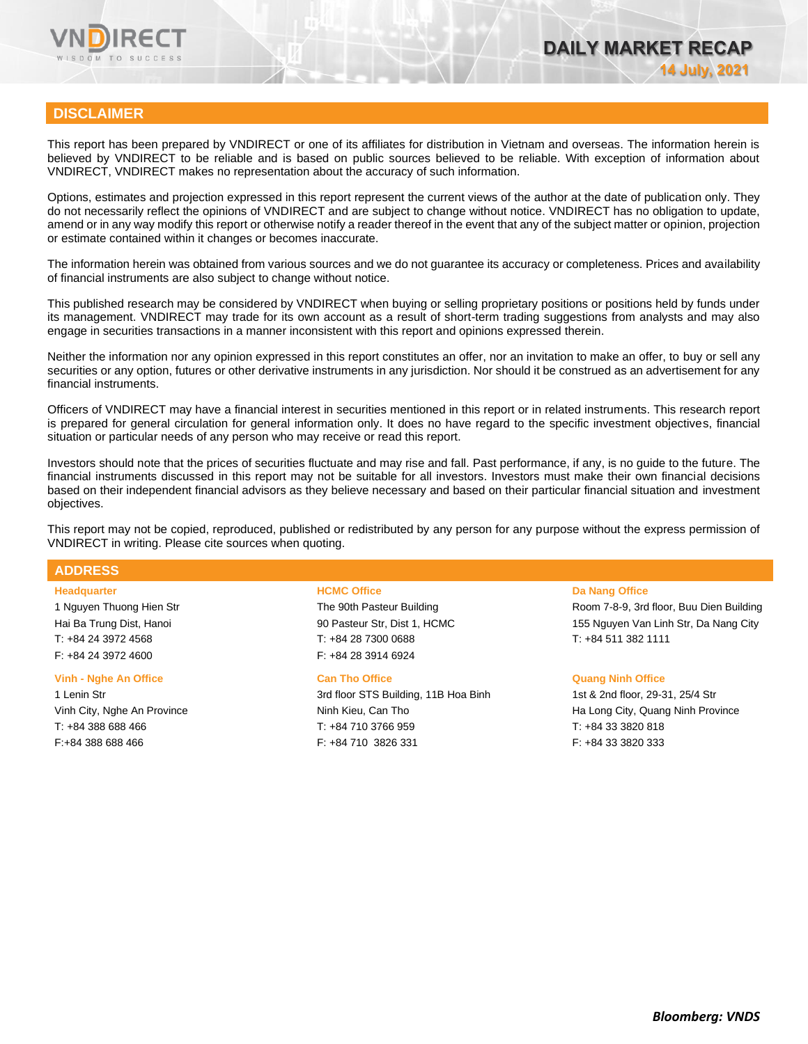## DISCLAIMER

This report has been prepared by VNDIRECT or one of its affiliates for distribution in Vietnam and overseas. The information herein is believed by VNDIRECT to be reliable and is based on public sources believed to be reliable. With exception of information about VNDIRECT, VNDIRECT makes no representation about the accuracy of such information.

Options, estimates and projection expressed in this report represent the current views of the author at the date of publication only. They do not necessarily reflect the opinions of VNDIRECT and are subject to change without notice. VNDIRECT has no obligation to update, amend or in any way modify this report or otherwise notify a reader thereof in the event that any of the subject matter or opinion, projection or estimate contained within it changes or becomes inaccurate.

The information herein was obtained from various sources and we do not guarantee its accuracy or completeness. Prices and availability of financial instruments are also subject to change without notice.

This published research may be considered by VNDIRECT when buying or selling proprietary positions or positions held by funds under its management. VNDIRECT may trade for its own account as a result of short-term trading suggestions from analysts and may also engage in securities transactions in a manner inconsistent with this report and opinions expressed therein.

Neither the information nor any opinion expressed in this report constitutes an offer, nor an invitation to make an offer, to buy or sell any securities or any option, futures or other derivative instruments in any jurisdiction. Nor should it be construed as an advertisement for any financial instruments.

Officers of VNDIRECT may have a financial interest in securities mentioned in this report or in related instruments. This research report is prepared for general circulation for general information only. It does no have regard to the specific investment objectives, financial situation or particular needs of any person who may receive or read this report.

Investors should note that the prices of securities fluctuate and may rise and fall. Past performance, if any, is no guide to the future. The financial instruments discussed in this report may not be suitable for all investors. Investors must make their own financial decisions based on their independent financial advisors as they believe necessary and based on their particular financial situation and investment objectives.

This report may not be copied, reproduced, published or redistributed by any person for any purpose without the express permission of VNDIRECT in writing. Please cite sources when quoting.

## ADDRESS

**Headquarter**
1 Nguyen Thuong Hien Str
Hai Ba Trung Dist, Hanoi
T: +84 24 3972 4568
F: +84 24 3972 4600

**HCMC Office**
The 90th Pasteur Building
90 Pasteur Str, Dist 1, HCMC
T: +84 28 7300 0688
F: +84 28 3914 6924

**Da Nang Office**
Room 7-8-9, 3rd floor, Buu Dien Building
155 Nguyen Van Linh Str, Da Nang City
T: +84 511 382 1111

**Vinh - Nghe An Office**
1 Lenin Str
Vinh City, Nghe An Province
T: +84 388 688 466
F:+84 388 688 466

**Can Tho Office**
3rd floor STS Building, 11B Hoa Binh
Ninh Kieu, Can Tho
T: +84 710 3766 959
F: +84 710 3826 331

**Quang Ninh Office**
1st & 2nd floor, 29-31, 25/4 Str
Ha Long City, Quang Ninh Province
T: +84 33 3820 818
F: +84 33 3820 333